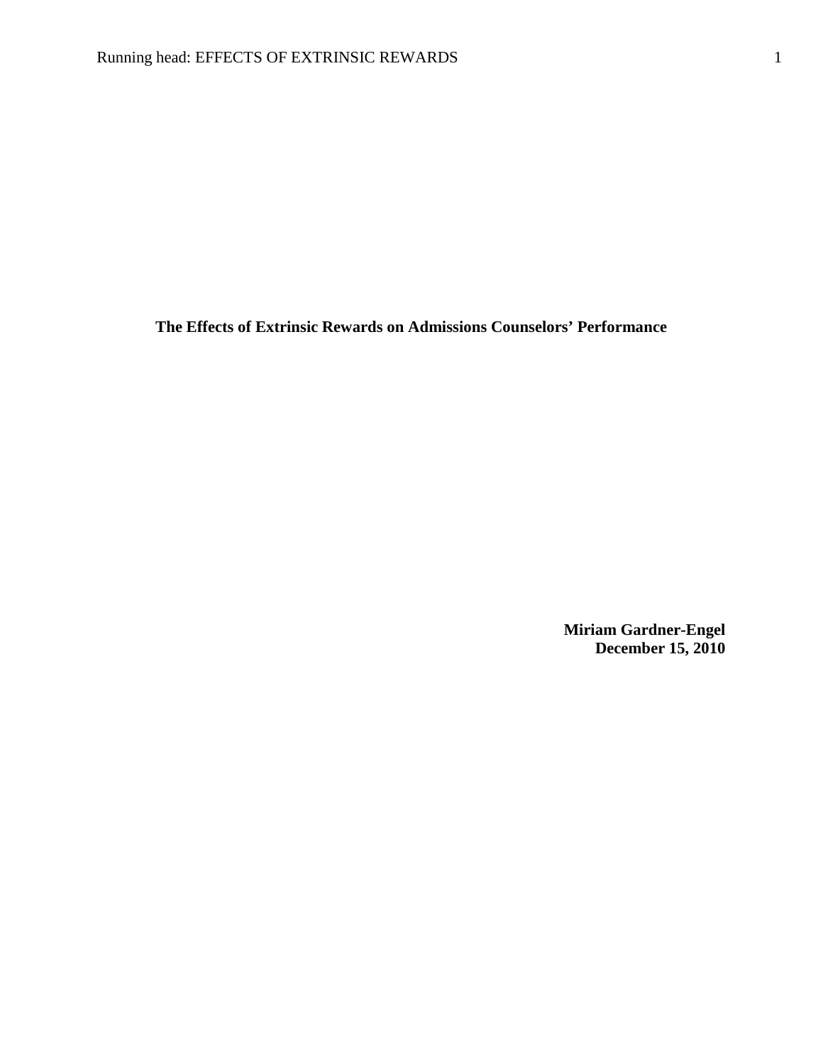**The Effects of Extrinsic Rewards on Admissions Counselors' Performance**

**Miriam Gardner-Engel**
**December 15, 2010**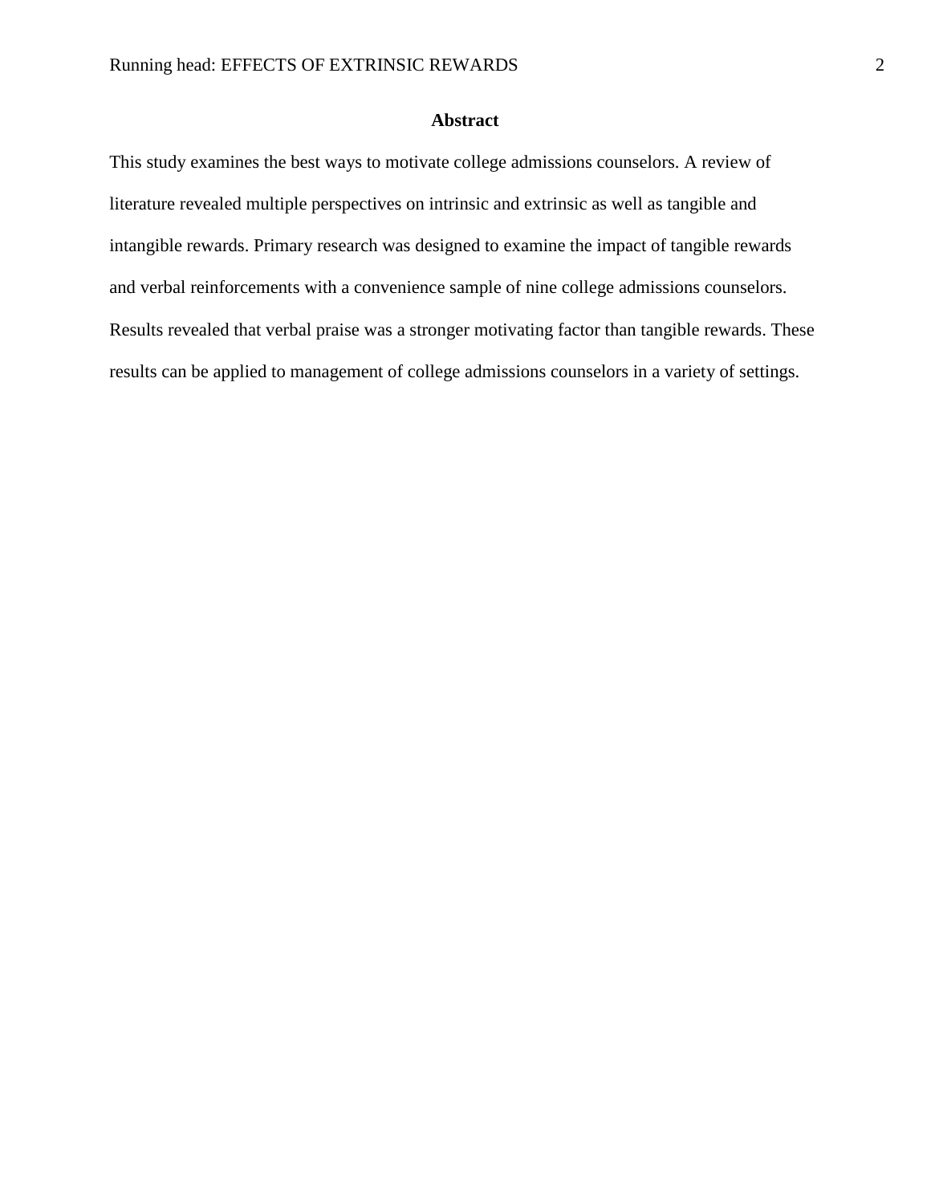## Abstract

This study examines the best ways to motivate college admissions counselors. A review of literature revealed multiple perspectives on intrinsic and extrinsic as well as tangible and intangible rewards. Primary research was designed to examine the impact of tangible rewards and verbal reinforcements with a convenience sample of nine college admissions counselors. Results revealed that verbal praise was a stronger motivating factor than tangible rewards. These results can be applied to management of college admissions counselors in a variety of settings.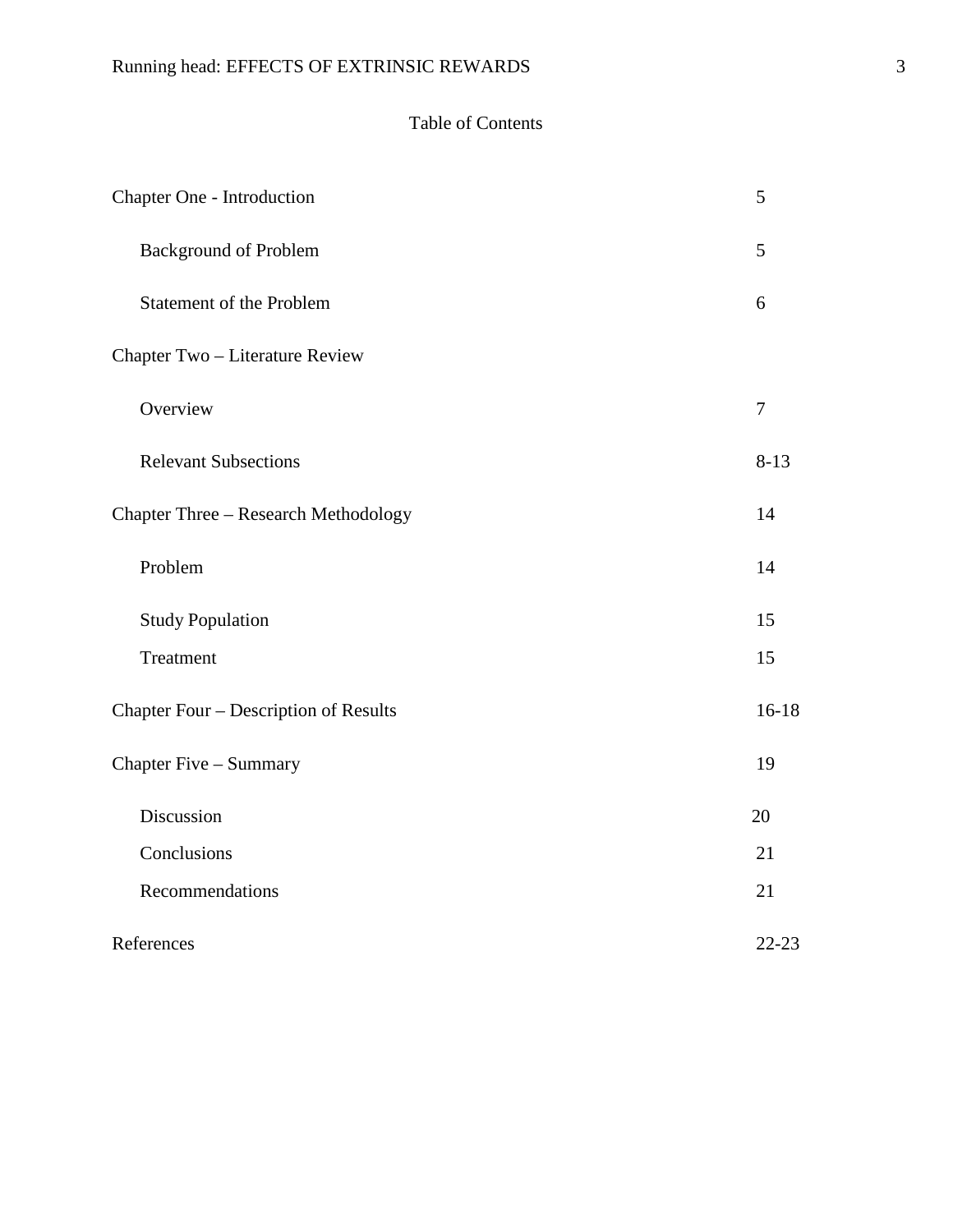# Table of Contents

| | |
|---|---|
| Chapter One - Introduction | 5 |
| Background of Problem | 5 |
| Statement of the Problem | 6 |
| Chapter Two – Literature Review | |
| Overview | 7 |
| Relevant Subsections | 8-13 |
| Chapter Three – Research Methodology | 14 |
| Problem | 14 |
| Study Population | 15 |
| Treatment | 15 |
| Chapter Four – Description of Results | 16-18 |
| Chapter Five – Summary | 19 |
| Discussion | 20 |
| Conclusions | 21 |
| Recommendations | 21 |
| References | 22-23 |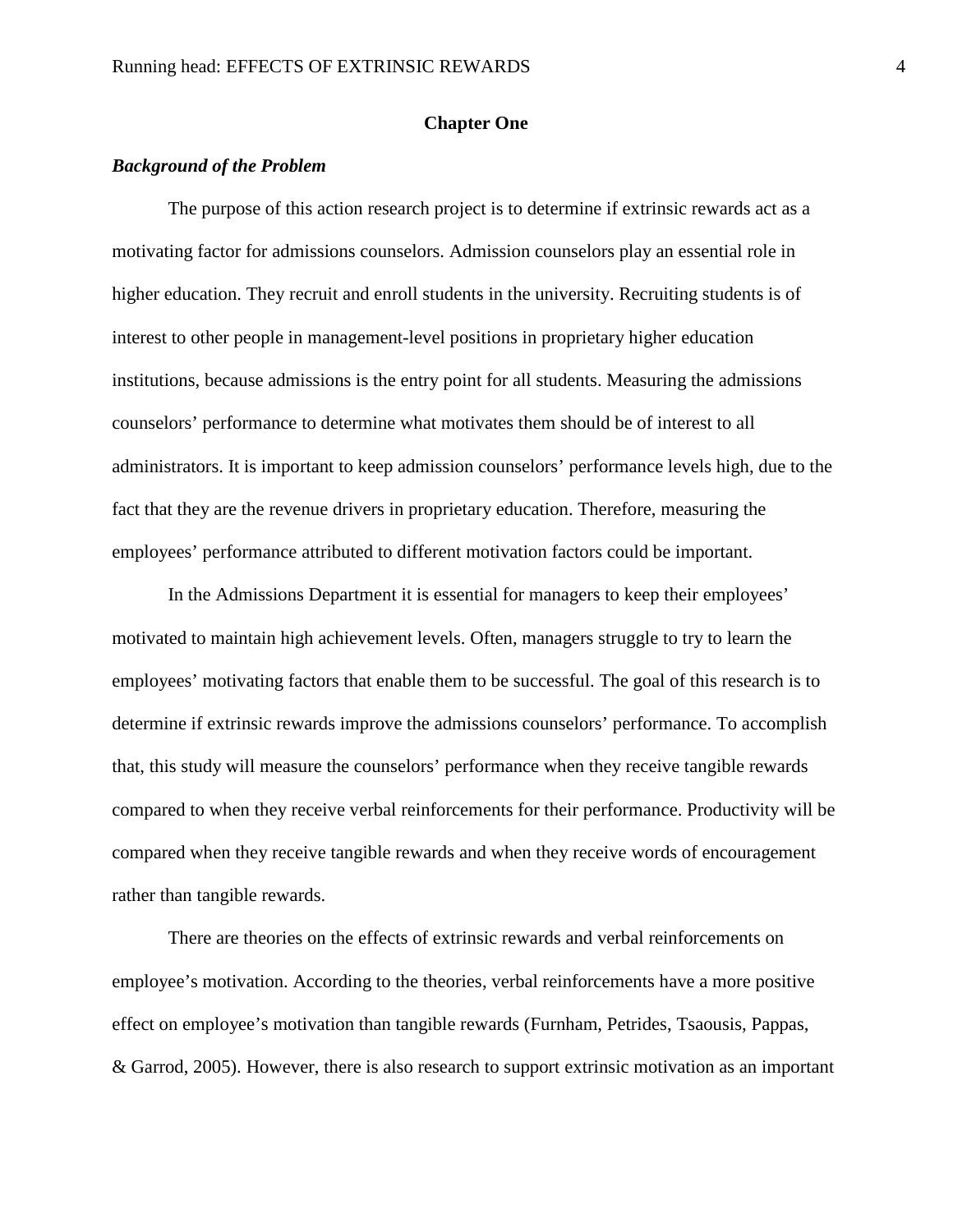# Chapter One

***Background of the Problem***

The purpose of this action research project is to determine if extrinsic rewards act as a motivating factor for admissions counselors. Admission counselors play an essential role in higher education. They recruit and enroll students in the university. Recruiting students is of interest to other people in management-level positions in proprietary higher education institutions, because admissions is the entry point for all students. Measuring the admissions counselors' performance to determine what motivates them should be of interest to all administrators. It is important to keep admission counselors' performance levels high, due to the fact that they are the revenue drivers in proprietary education. Therefore, measuring the employees' performance attributed to different motivation factors could be important.

In the Admissions Department it is essential for managers to keep their employees' motivated to maintain high achievement levels. Often, managers struggle to try to learn the employees' motivating factors that enable them to be successful. The goal of this research is to determine if extrinsic rewards improve the admissions counselors' performance. To accomplish that, this study will measure the counselors' performance when they receive tangible rewards compared to when they receive verbal reinforcements for their performance. Productivity will be compared when they receive tangible rewards and when they receive words of encouragement rather than tangible rewards.

There are theories on the effects of extrinsic rewards and verbal reinforcements on employee's motivation. According to the theories, verbal reinforcements have a more positive effect on employee's motivation than tangible rewards (Furnham, Petrides, Tsaousis, Pappas, & Garrod, 2005). However, there is also research to support extrinsic motivation as an important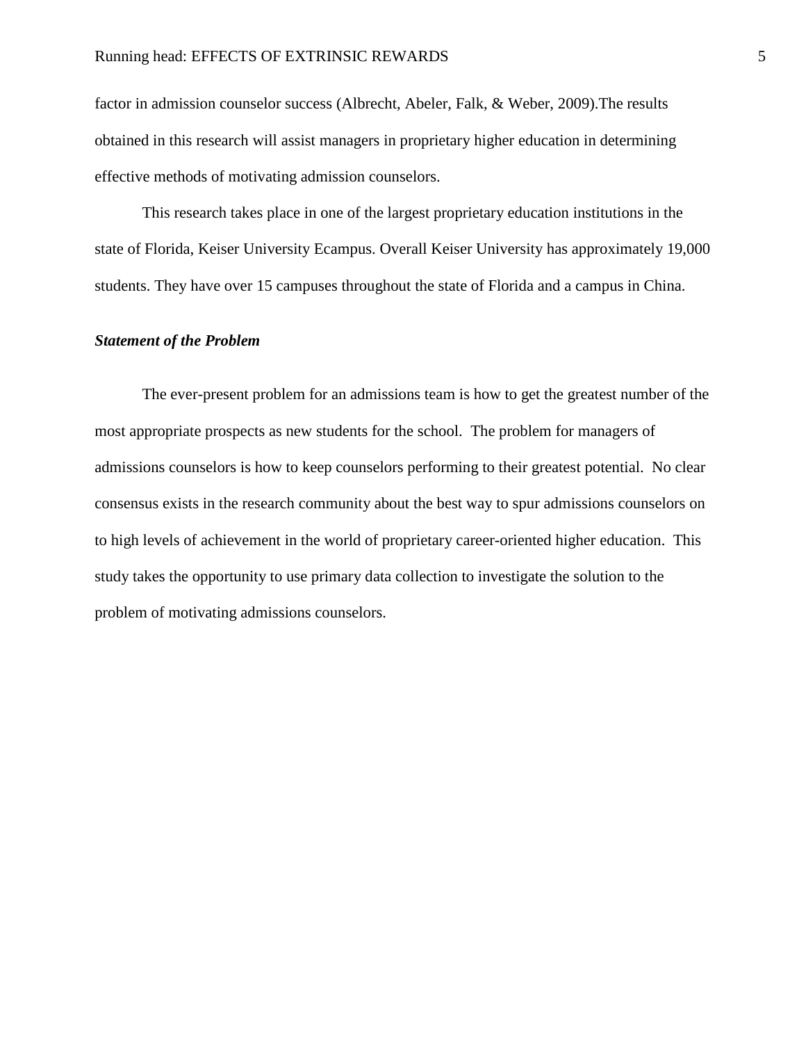factor in admission counselor success (Albrecht, Abeler, Falk, & Weber, 2009).The results obtained in this research will assist managers in proprietary higher education in determining effective methods of motivating admission counselors.

This research takes place in one of the largest proprietary education institutions in the state of Florida, Keiser University Ecampus. Overall Keiser University has approximately 19,000 students. They have over 15 campuses throughout the state of Florida and a campus in China.

### ***Statement of the Problem***

The ever-present problem for an admissions team is how to get the greatest number of the most appropriate prospects as new students for the school. The problem for managers of admissions counselors is how to keep counselors performing to their greatest potential. No clear consensus exists in the research community about the best way to spur admissions counselors on to high levels of achievement in the world of proprietary career-oriented higher education. This study takes the opportunity to use primary data collection to investigate the solution to the problem of motivating admissions counselors.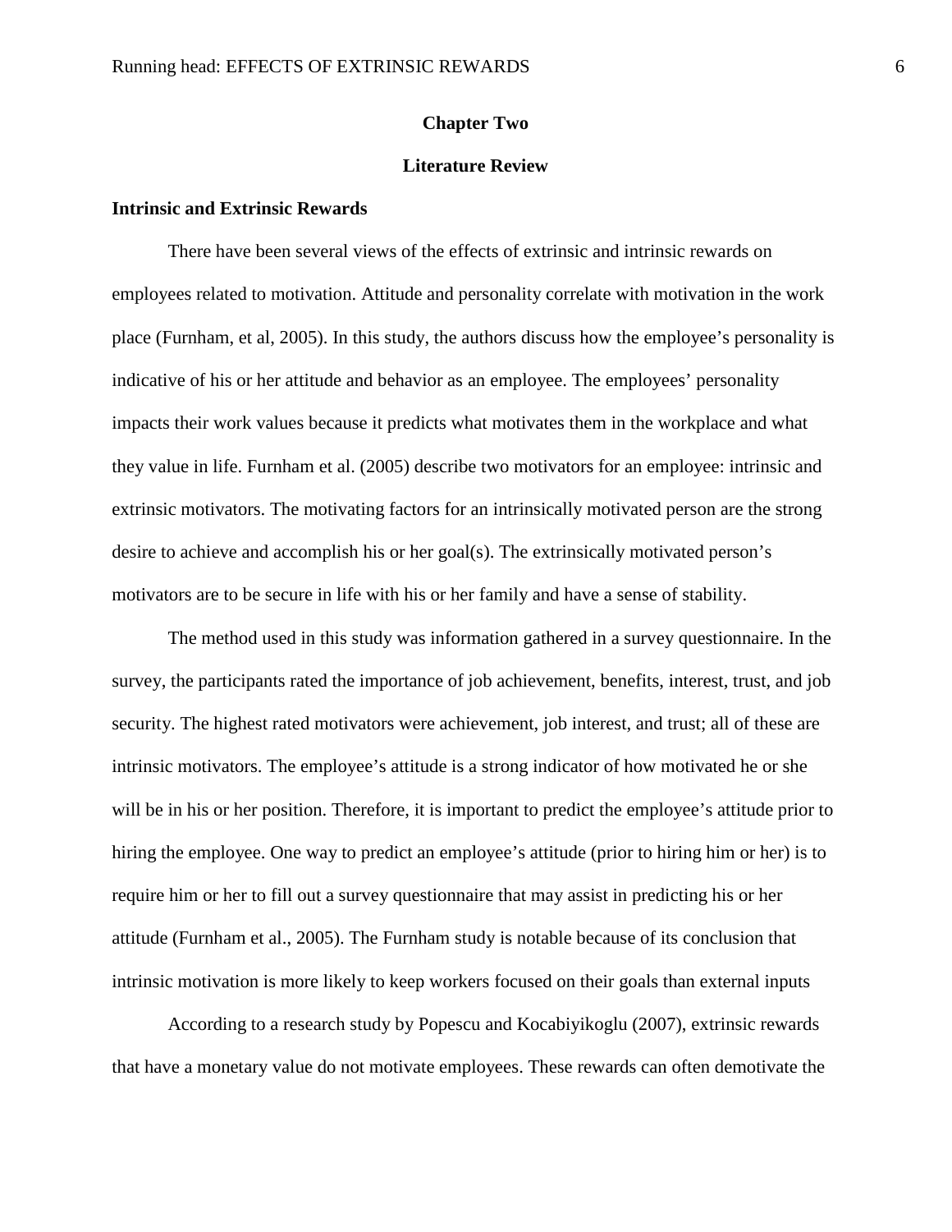# Chapter Two

## Literature Review

### Intrinsic and Extrinsic Rewards

There have been several views of the effects of extrinsic and intrinsic rewards on employees related to motivation. Attitude and personality correlate with motivation in the work place (Furnham, et al, 2005). In this study, the authors discuss how the employee's personality is indicative of his or her attitude and behavior as an employee. The employees' personality impacts their work values because it predicts what motivates them in the workplace and what they value in life. Furnham et al. (2005) describe two motivators for an employee: intrinsic and extrinsic motivators. The motivating factors for an intrinsically motivated person are the strong desire to achieve and accomplish his or her goal(s). The extrinsically motivated person's motivators are to be secure in life with his or her family and have a sense of stability.

The method used in this study was information gathered in a survey questionnaire. In the survey, the participants rated the importance of job achievement, benefits, interest, trust, and job security. The highest rated motivators were achievement, job interest, and trust; all of these are intrinsic motivators. The employee's attitude is a strong indicator of how motivated he or she will be in his or her position. Therefore, it is important to predict the employee's attitude prior to hiring the employee. One way to predict an employee's attitude (prior to hiring him or her) is to require him or her to fill out a survey questionnaire that may assist in predicting his or her attitude (Furnham et al., 2005). The Furnham study is notable because of its conclusion that intrinsic motivation is more likely to keep workers focused on their goals than external inputs

According to a research study by Popescu and Kocabiyikoglu (2007), extrinsic rewards that have a monetary value do not motivate employees. These rewards can often demotivate the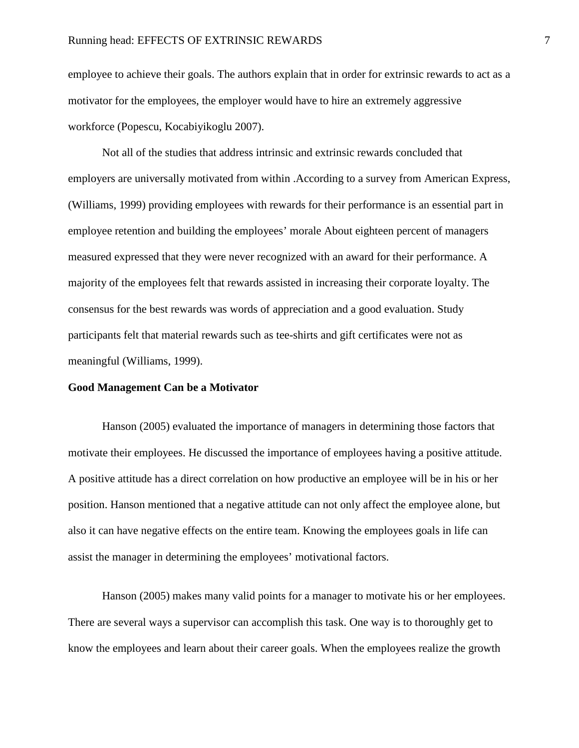employee to achieve their goals. The authors explain that in order for extrinsic rewards to act as a motivator for the employees, the employer would have to hire an extremely aggressive workforce (Popescu, Kocabiyikoglu 2007).

Not all of the studies that address intrinsic and extrinsic rewards concluded that employers are universally motivated from within .According to a survey from American Express, (Williams, 1999) providing employees with rewards for their performance is an essential part in employee retention and building the employees' morale About eighteen percent of managers measured expressed that they were never recognized with an award for their performance. A majority of the employees felt that rewards assisted in increasing their corporate loyalty. The consensus for the best rewards was words of appreciation and a good evaluation. Study participants felt that material rewards such as tee-shirts and gift certificates were not as meaningful (Williams, 1999).

**Good Management Can be a Motivator**

Hanson (2005) evaluated the importance of managers in determining those factors that motivate their employees. He discussed the importance of employees having a positive attitude. A positive attitude has a direct correlation on how productive an employee will be in his or her position. Hanson mentioned that a negative attitude can not only affect the employee alone, but also it can have negative effects on the entire team. Knowing the employees goals in life can assist the manager in determining the employees' motivational factors.

Hanson (2005) makes many valid points for a manager to motivate his or her employees. There are several ways a supervisor can accomplish this task. One way is to thoroughly get to know the employees and learn about their career goals. When the employees realize the growth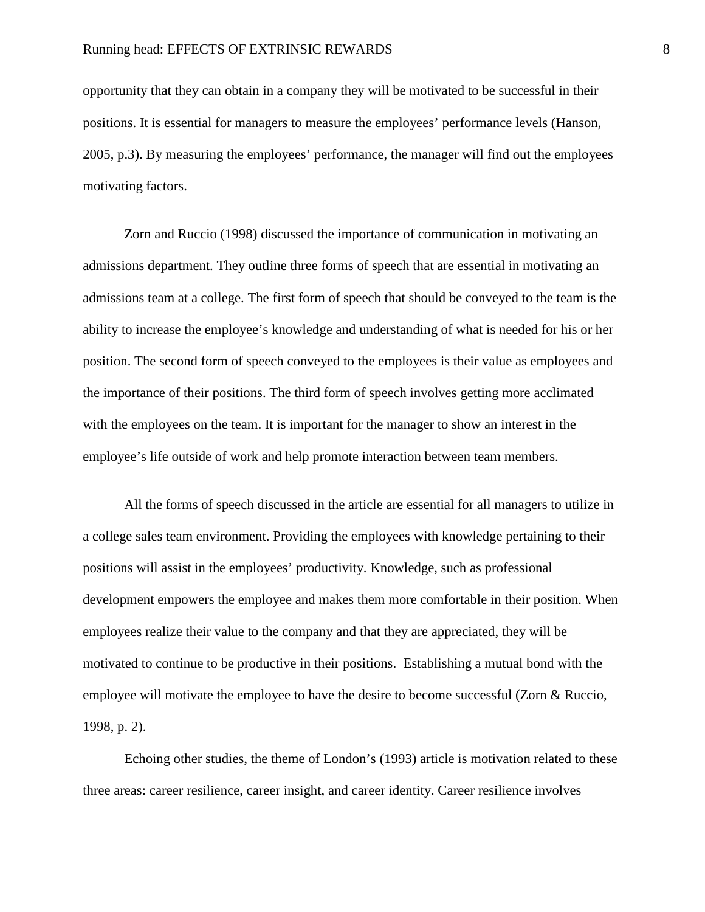opportunity that they can obtain in a company they will be motivated to be successful in their positions. It is essential for managers to measure the employees' performance levels (Hanson, 2005, p.3). By measuring the employees' performance, the manager will find out the employees motivating factors.

Zorn and Ruccio (1998) discussed the importance of communication in motivating an admissions department. They outline three forms of speech that are essential in motivating an admissions team at a college. The first form of speech that should be conveyed to the team is the ability to increase the employee's knowledge and understanding of what is needed for his or her position. The second form of speech conveyed to the employees is their value as employees and the importance of their positions. The third form of speech involves getting more acclimated with the employees on the team. It is important for the manager to show an interest in the employee's life outside of work and help promote interaction between team members.

All the forms of speech discussed in the article are essential for all managers to utilize in a college sales team environment. Providing the employees with knowledge pertaining to their positions will assist in the employees' productivity. Knowledge, such as professional development empowers the employee and makes them more comfortable in their position. When employees realize their value to the company and that they are appreciated, they will be motivated to continue to be productive in their positions. Establishing a mutual bond with the employee will motivate the employee to have the desire to become successful (Zorn & Ruccio, 1998, p. 2).

Echoing other studies, the theme of London's (1993) article is motivation related to these three areas: career resilience, career insight, and career identity. Career resilience involves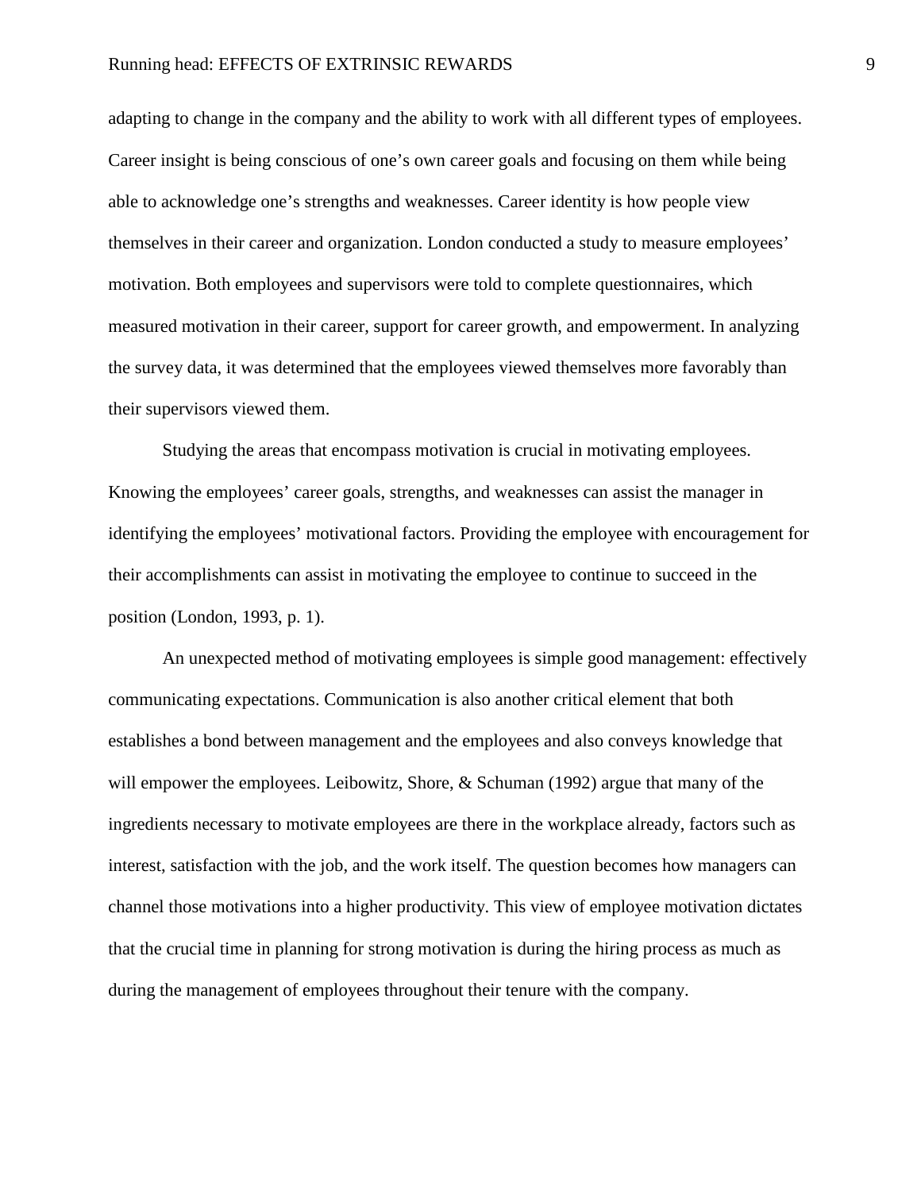adapting to change in the company and the ability to work with all different types of employees. Career insight is being conscious of one's own career goals and focusing on them while being able to acknowledge one's strengths and weaknesses. Career identity is how people view themselves in their career and organization. London conducted a study to measure employees' motivation. Both employees and supervisors were told to complete questionnaires, which measured motivation in their career, support for career growth, and empowerment. In analyzing the survey data, it was determined that the employees viewed themselves more favorably than their supervisors viewed them.

Studying the areas that encompass motivation is crucial in motivating employees. Knowing the employees' career goals, strengths, and weaknesses can assist the manager in identifying the employees' motivational factors. Providing the employee with encouragement for their accomplishments can assist in motivating the employee to continue to succeed in the position (London, 1993, p. 1).

An unexpected method of motivating employees is simple good management: effectively communicating expectations. Communication is also another critical element that both establishes a bond between management and the employees and also conveys knowledge that will empower the employees. Leibowitz, Shore, & Schuman (1992) argue that many of the ingredients necessary to motivate employees are there in the workplace already, factors such as interest, satisfaction with the job, and the work itself. The question becomes how managers can channel those motivations into a higher productivity. This view of employee motivation dictates that the crucial time in planning for strong motivation is during the hiring process as much as during the management of employees throughout their tenure with the company.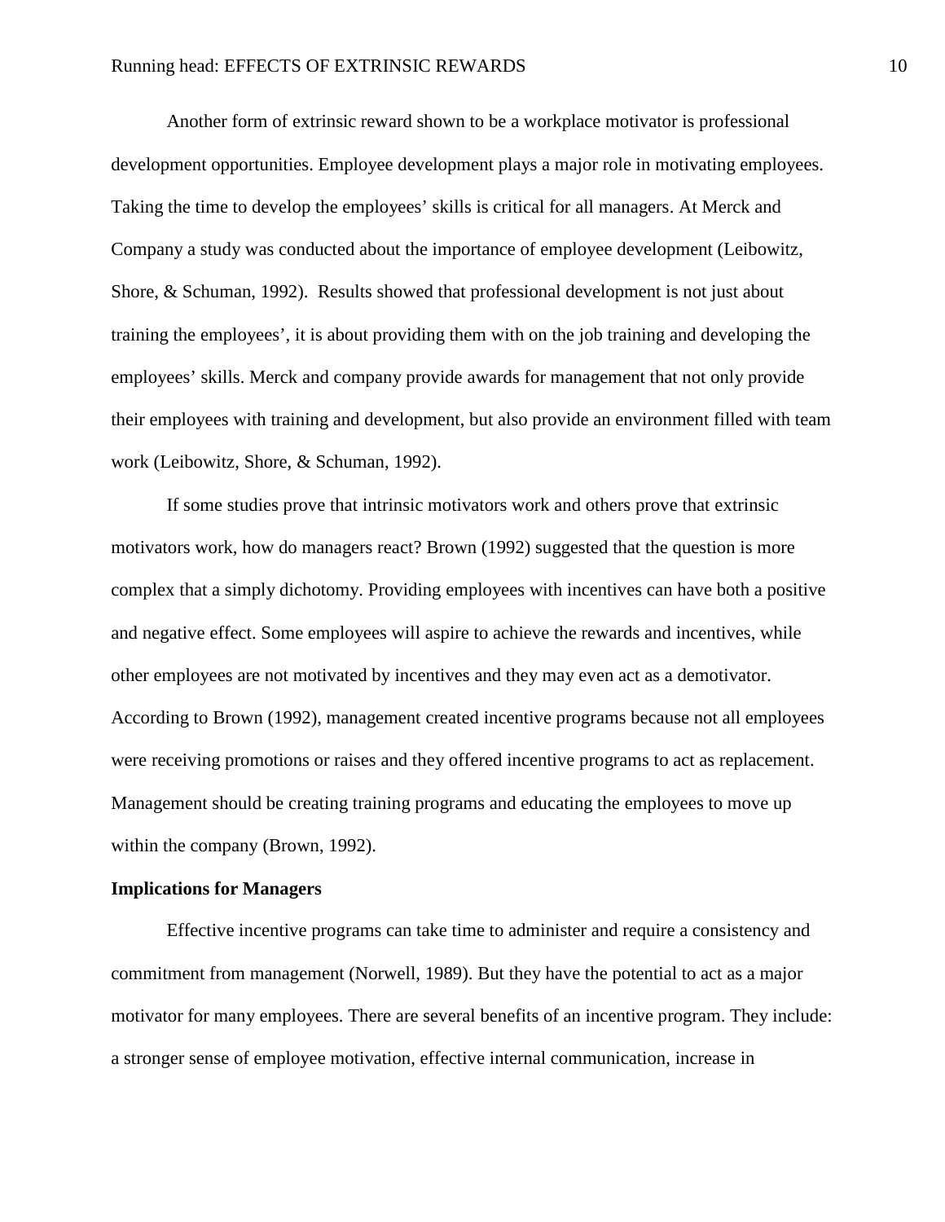Another form of extrinsic reward shown to be a workplace motivator is professional development opportunities. Employee development plays a major role in motivating employees. Taking the time to develop the employees' skills is critical for all managers. At Merck and Company a study was conducted about the importance of employee development (Leibowitz, Shore, & Schuman, 1992). Results showed that professional development is not just about training the employees', it is about providing them with on the job training and developing the employees' skills. Merck and company provide awards for management that not only provide their employees with training and development, but also provide an environment filled with team work (Leibowitz, Shore, & Schuman, 1992).

If some studies prove that intrinsic motivators work and others prove that extrinsic motivators work, how do managers react? Brown (1992) suggested that the question is more complex that a simply dichotomy. Providing employees with incentives can have both a positive and negative effect. Some employees will aspire to achieve the rewards and incentives, while other employees are not motivated by incentives and they may even act as a demotivator. According to Brown (1992), management created incentive programs because not all employees were receiving promotions or raises and they offered incentive programs to act as replacement. Management should be creating training programs and educating the employees to move up within the company (Brown, 1992).

**Implications for Managers**

Effective incentive programs can take time to administer and require a consistency and commitment from management (Norwell, 1989). But they have the potential to act as a major motivator for many employees. There are several benefits of an incentive program. They include: a stronger sense of employee motivation, effective internal communication, increase in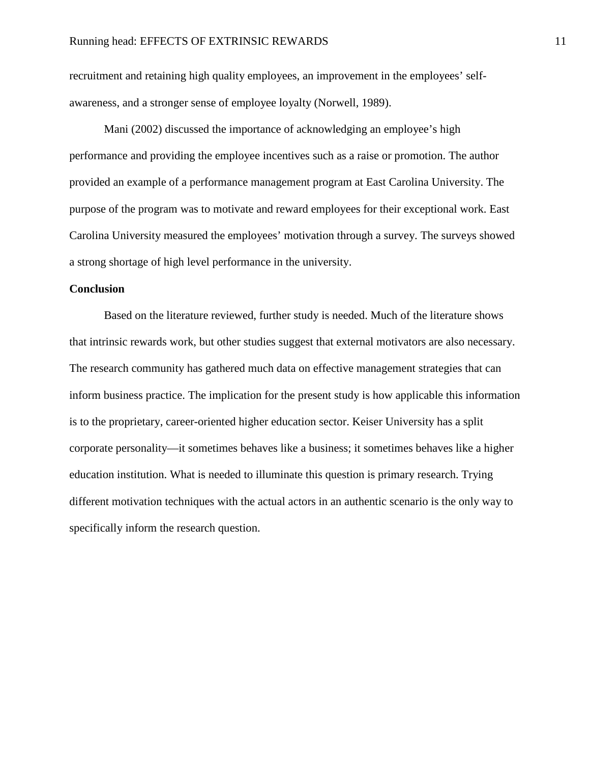recruitment and retaining high quality employees, an improvement in the employees' self-awareness, and a stronger sense of employee loyalty (Norwell, 1989).

Mani (2002) discussed the importance of acknowledging an employee's high performance and providing the employee incentives such as a raise or promotion. The author provided an example of a performance management program at East Carolina University. The purpose of the program was to motivate and reward employees for their exceptional work. East Carolina University measured the employees' motivation through a survey. The surveys showed a strong shortage of high level performance in the university.

## Conclusion

Based on the literature reviewed, further study is needed. Much of the literature shows that intrinsic rewards work, but other studies suggest that external motivators are also necessary. The research community has gathered much data on effective management strategies that can inform business practice. The implication for the present study is how applicable this information is to the proprietary, career-oriented higher education sector. Keiser University has a split corporate personality—it sometimes behaves like a business; it sometimes behaves like a higher education institution. What is needed to illuminate this question is primary research. Trying different motivation techniques with the actual actors in an authentic scenario is the only way to specifically inform the research question.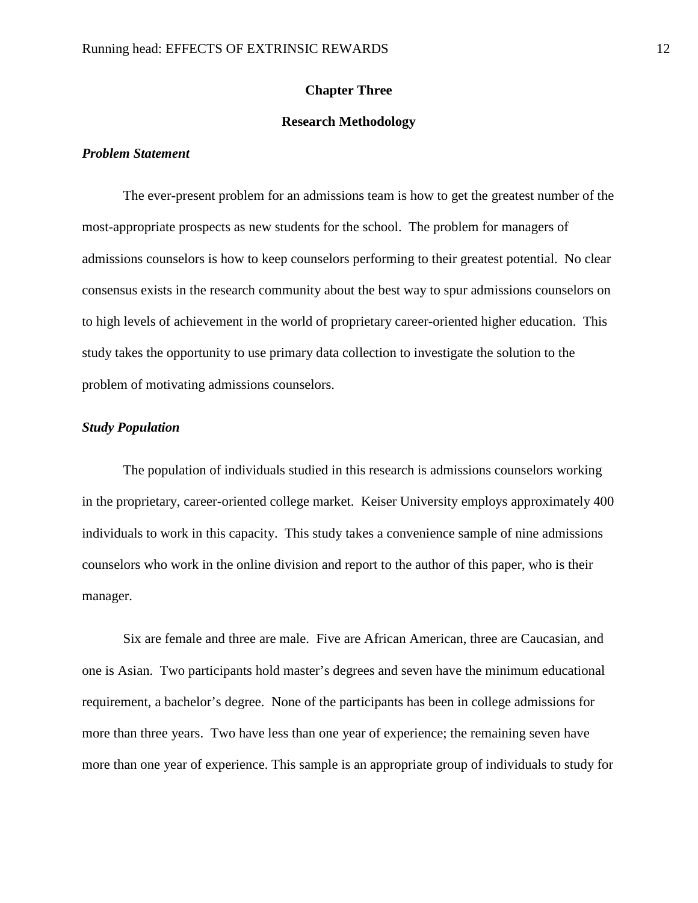## Chapter Three

## Research Methodology

### *Problem Statement*

The ever-present problem for an admissions team is how to get the greatest number of the most-appropriate prospects as new students for the school. The problem for managers of admissions counselors is how to keep counselors performing to their greatest potential. No clear consensus exists in the research community about the best way to spur admissions counselors on to high levels of achievement in the world of proprietary career-oriented higher education. This study takes the opportunity to use primary data collection to investigate the solution to the problem of motivating admissions counselors.

### *Study Population*

The population of individuals studied in this research is admissions counselors working in the proprietary, career-oriented college market. Keiser University employs approximately 400 individuals to work in this capacity. This study takes a convenience sample of nine admissions counselors who work in the online division and report to the author of this paper, who is their manager.

Six are female and three are male. Five are African American, three are Caucasian, and one is Asian. Two participants hold master's degrees and seven have the minimum educational requirement, a bachelor's degree. None of the participants has been in college admissions for more than three years. Two have less than one year of experience; the remaining seven have more than one year of experience. This sample is an appropriate group of individuals to study for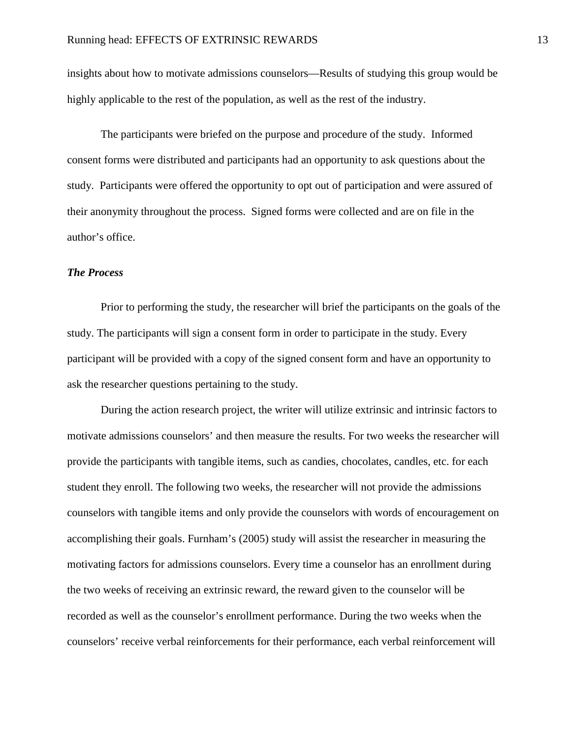insights about how to motivate admissions counselors—Results of studying this group would be highly applicable to the rest of the population, as well as the rest of the industry.

The participants were briefed on the purpose and procedure of the study. Informed consent forms were distributed and participants had an opportunity to ask questions about the study. Participants were offered the opportunity to opt out of participation and were assured of their anonymity throughout the process. Signed forms were collected and are on file in the author's office.

### *The Process*

Prior to performing the study, the researcher will brief the participants on the goals of the study. The participants will sign a consent form in order to participate in the study. Every participant will be provided with a copy of the signed consent form and have an opportunity to ask the researcher questions pertaining to the study.

During the action research project, the writer will utilize extrinsic and intrinsic factors to motivate admissions counselors' and then measure the results. For two weeks the researcher will provide the participants with tangible items, such as candies, chocolates, candles, etc. for each student they enroll. The following two weeks, the researcher will not provide the admissions counselors with tangible items and only provide the counselors with words of encouragement on accomplishing their goals. Furnham's (2005) study will assist the researcher in measuring the motivating factors for admissions counselors. Every time a counselor has an enrollment during the two weeks of receiving an extrinsic reward, the reward given to the counselor will be recorded as well as the counselor's enrollment performance. During the two weeks when the counselors' receive verbal reinforcements for their performance, each verbal reinforcement will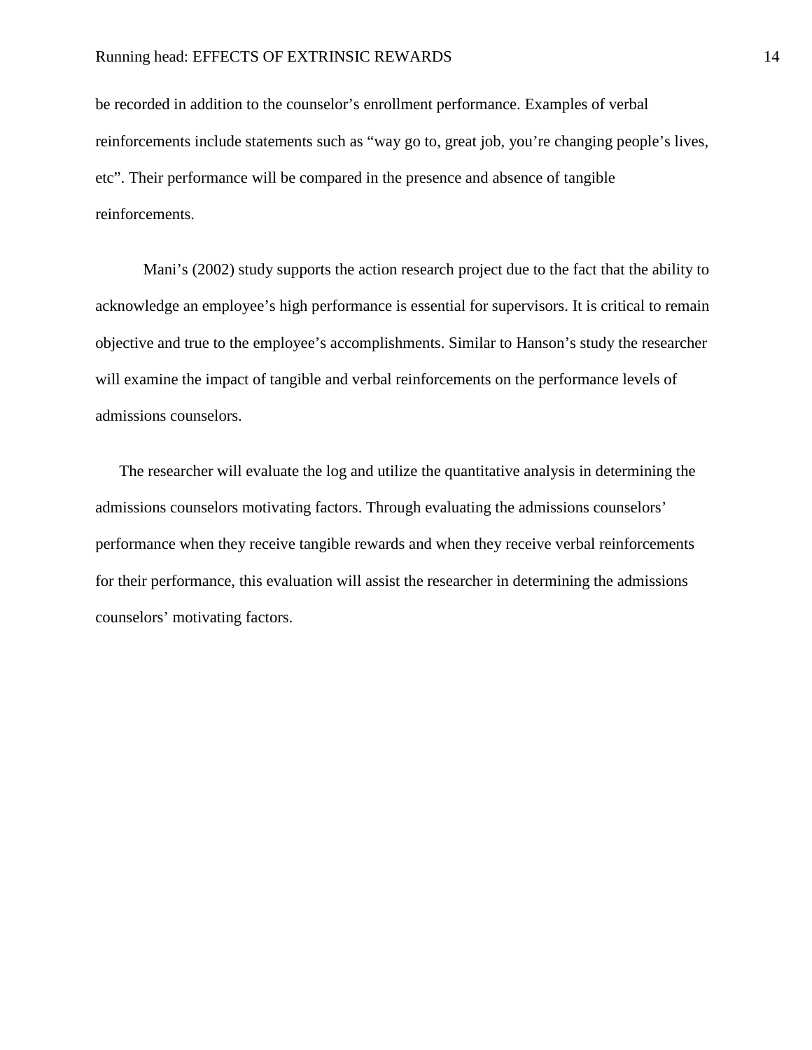be recorded in addition to the counselor's enrollment performance. Examples of verbal reinforcements include statements such as "way go to, great job, you're changing people's lives, etc". Their performance will be compared in the presence and absence of tangible reinforcements.

Mani's (2002) study supports the action research project due to the fact that the ability to acknowledge an employee's high performance is essential for supervisors. It is critical to remain objective and true to the employee's accomplishments. Similar to Hanson's study the researcher will examine the impact of tangible and verbal reinforcements on the performance levels of admissions counselors.

The researcher will evaluate the log and utilize the quantitative analysis in determining the admissions counselors motivating factors. Through evaluating the admissions counselors' performance when they receive tangible rewards and when they receive verbal reinforcements for their performance, this evaluation will assist the researcher in determining the admissions counselors' motivating factors.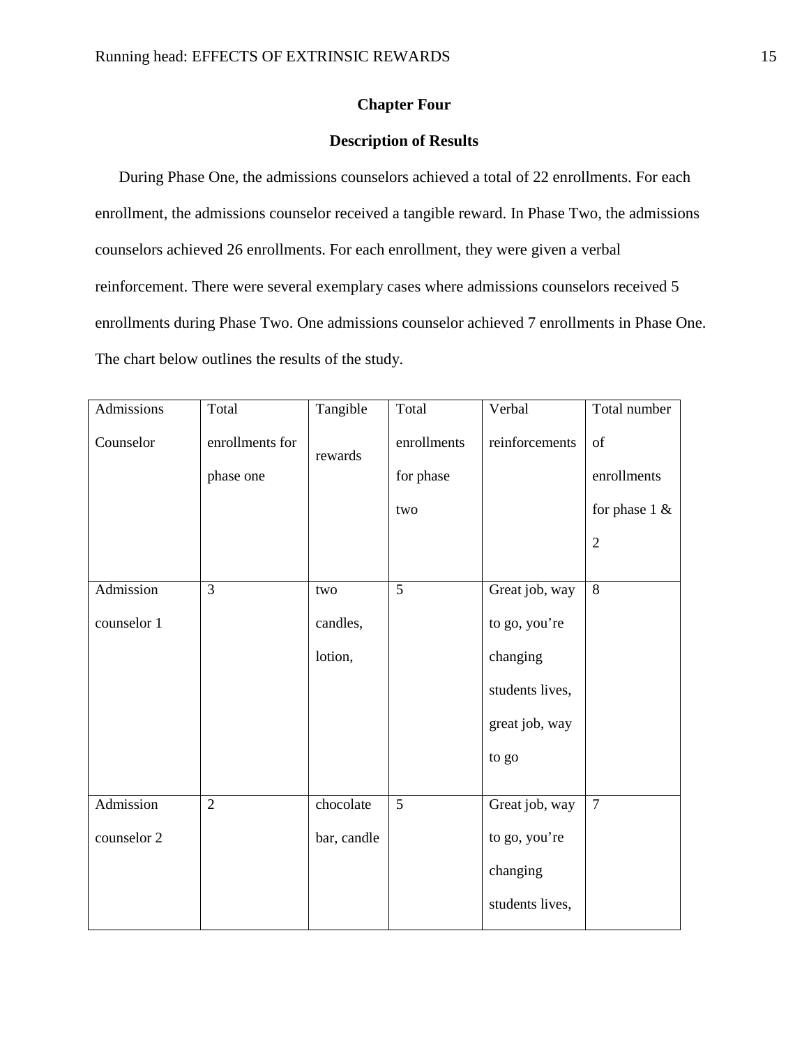## Chapter Four

## Description of Results

During Phase One, the admissions counselors achieved a total of 22 enrollments. For each enrollment, the admissions counselor received a tangible reward. In Phase Two, the admissions counselors achieved 26 enrollments. For each enrollment, they were given a verbal reinforcement. There were several exemplary cases where admissions counselors received 5 enrollments during Phase Two. One admissions counselor achieved 7 enrollments in Phase One. The chart below outlines the results of the study.

| Admissions Counselor | Total enrollments for phase one | Tangible rewards | Total enrollments for phase two | Verbal reinforcements | Total number of enrollments for phase 1 & 2 |
|---|---|---|---|---|---|
| Admission counselor 1 | 3 | two candles, lotion, | 5 | Great job, way to go, you're changing students lives, great job, way to go | 8 |
| Admission counselor 2 | 2 | chocolate bar, candle | 5 | Great job, way to go, you're changing students lives, | 7 |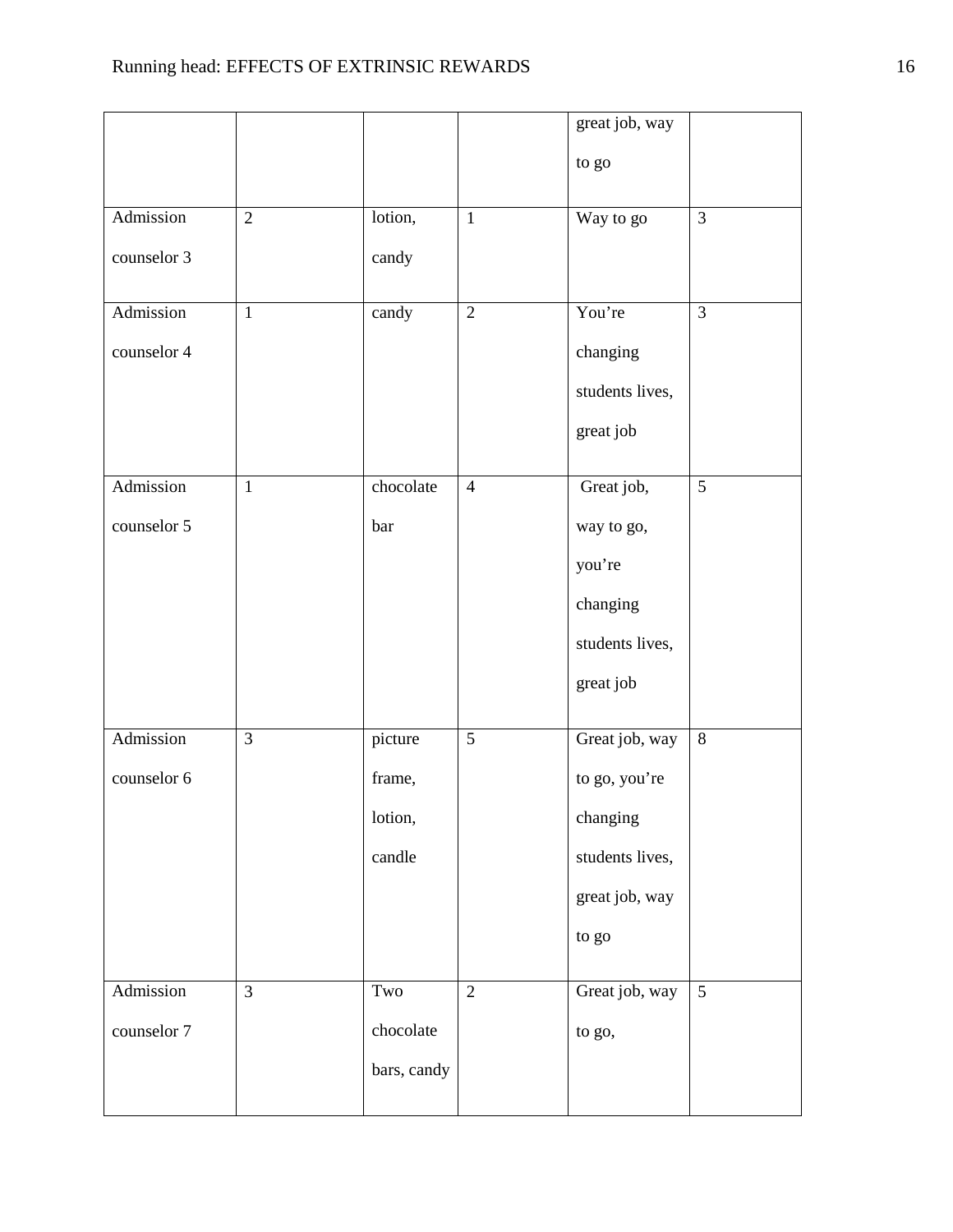| | | | | great job, way to go | |
|---|---|---|---|---|---|
| Admission counselor 3 | 2 | lotion, candy | 1 | Way to go | 3 |
| Admission counselor 4 | 1 | candy | 2 | You're changing students lives, great job | 3 |
| Admission counselor 5 | 1 | chocolate bar | 4 | Great job, way to go, you're changing students lives, great job | 5 |
| Admission counselor 6 | 3 | picture frame, lotion, candle | 5 | Great job, way to go, you're changing students lives, great job, way to go | 8 |
| Admission counselor 7 | 3 | Two chocolate bars, candy | 2 | Great job, way to go, | 5 |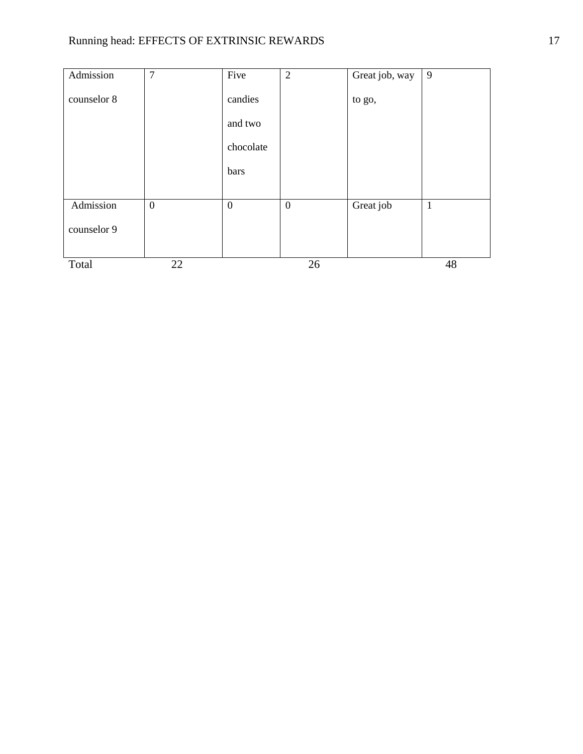| Admission counselor 8 | 7 | Five candies and two chocolate bars | 2 | Great job, way to go, | 9 |
|---|---|---|---|---|---|
| Admission counselor 9 | 0 | 0 | 0 | Great job | 1 |
| Total | 22 | | 26 | | 48 |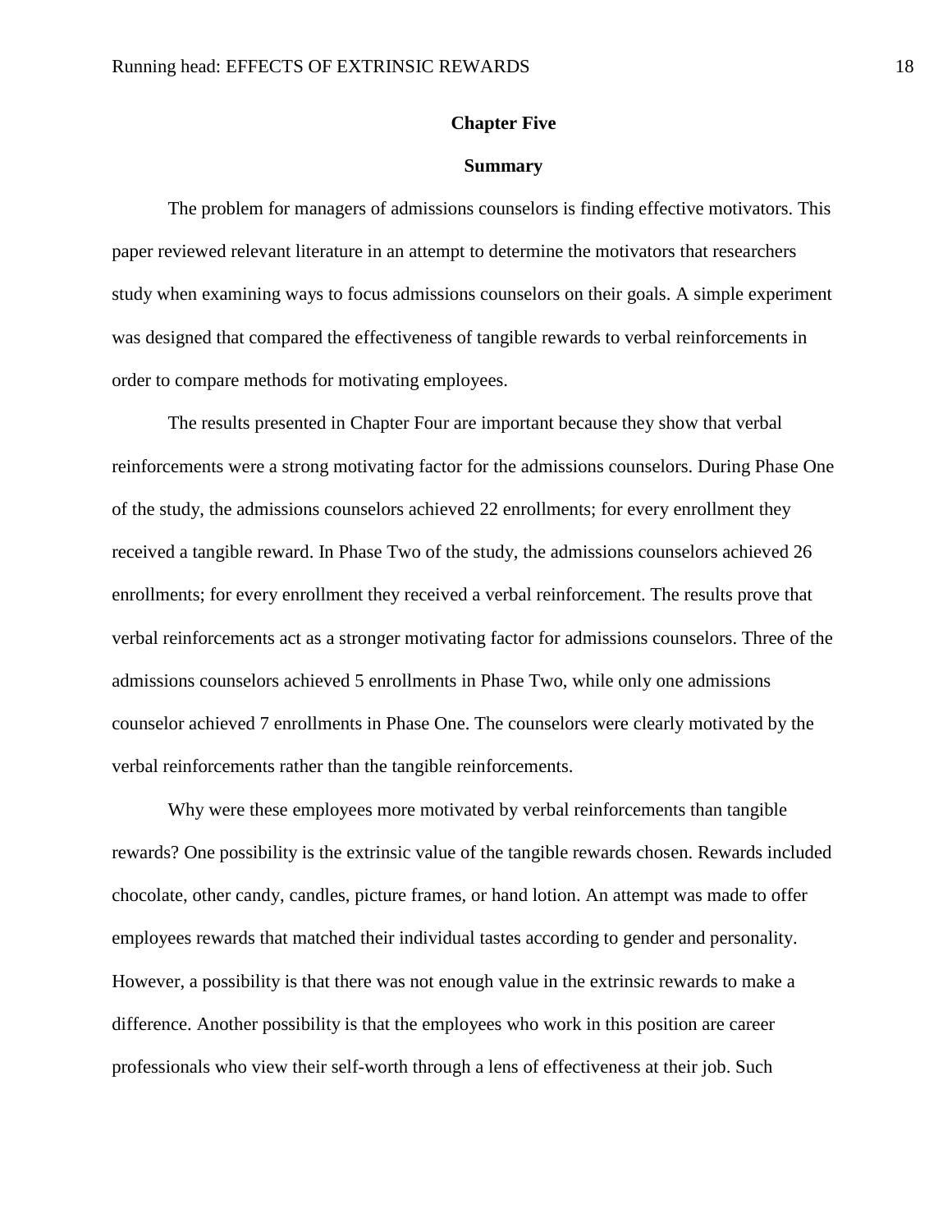# Chapter Five

## Summary

The problem for managers of admissions counselors is finding effective motivators. This paper reviewed relevant literature in an attempt to determine the motivators that researchers study when examining ways to focus admissions counselors on their goals. A simple experiment was designed that compared the effectiveness of tangible rewards to verbal reinforcements in order to compare methods for motivating employees.

The results presented in Chapter Four are important because they show that verbal reinforcements were a strong motivating factor for the admissions counselors. During Phase One of the study, the admissions counselors achieved 22 enrollments; for every enrollment they received a tangible reward. In Phase Two of the study, the admissions counselors achieved 26 enrollments; for every enrollment they received a verbal reinforcement. The results prove that verbal reinforcements act as a stronger motivating factor for admissions counselors. Three of the admissions counselors achieved 5 enrollments in Phase Two, while only one admissions counselor achieved 7 enrollments in Phase One. The counselors were clearly motivated by the verbal reinforcements rather than the tangible reinforcements.

Why were these employees more motivated by verbal reinforcements than tangible rewards? One possibility is the extrinsic value of the tangible rewards chosen. Rewards included chocolate, other candy, candles, picture frames, or hand lotion. An attempt was made to offer employees rewards that matched their individual tastes according to gender and personality. However, a possibility is that there was not enough value in the extrinsic rewards to make a difference. Another possibility is that the employees who work in this position are career professionals who view their self-worth through a lens of effectiveness at their job. Such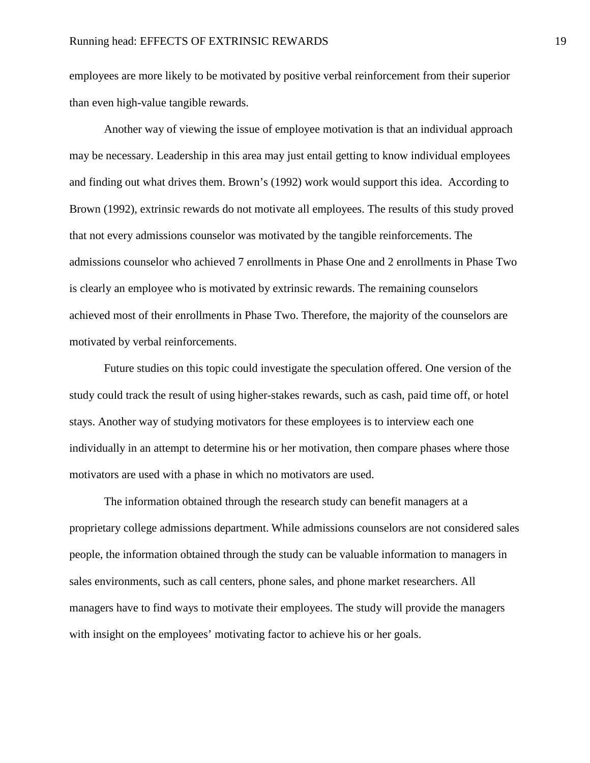employees are more likely to be motivated by positive verbal reinforcement from their superior than even high-value tangible rewards.

Another way of viewing the issue of employee motivation is that an individual approach may be necessary. Leadership in this area may just entail getting to know individual employees and finding out what drives them. Brown's (1992) work would support this idea. According to Brown (1992), extrinsic rewards do not motivate all employees. The results of this study proved that not every admissions counselor was motivated by the tangible reinforcements. The admissions counselor who achieved 7 enrollments in Phase One and 2 enrollments in Phase Two is clearly an employee who is motivated by extrinsic rewards. The remaining counselors achieved most of their enrollments in Phase Two. Therefore, the majority of the counselors are motivated by verbal reinforcements.

Future studies on this topic could investigate the speculation offered. One version of the study could track the result of using higher-stakes rewards, such as cash, paid time off, or hotel stays. Another way of studying motivators for these employees is to interview each one individually in an attempt to determine his or her motivation, then compare phases where those motivators are used with a phase in which no motivators are used.

The information obtained through the research study can benefit managers at a proprietary college admissions department. While admissions counselors are not considered sales people, the information obtained through the study can be valuable information to managers in sales environments, such as call centers, phone sales, and phone market researchers. All managers have to find ways to motivate their employees. The study will provide the managers with insight on the employees' motivating factor to achieve his or her goals.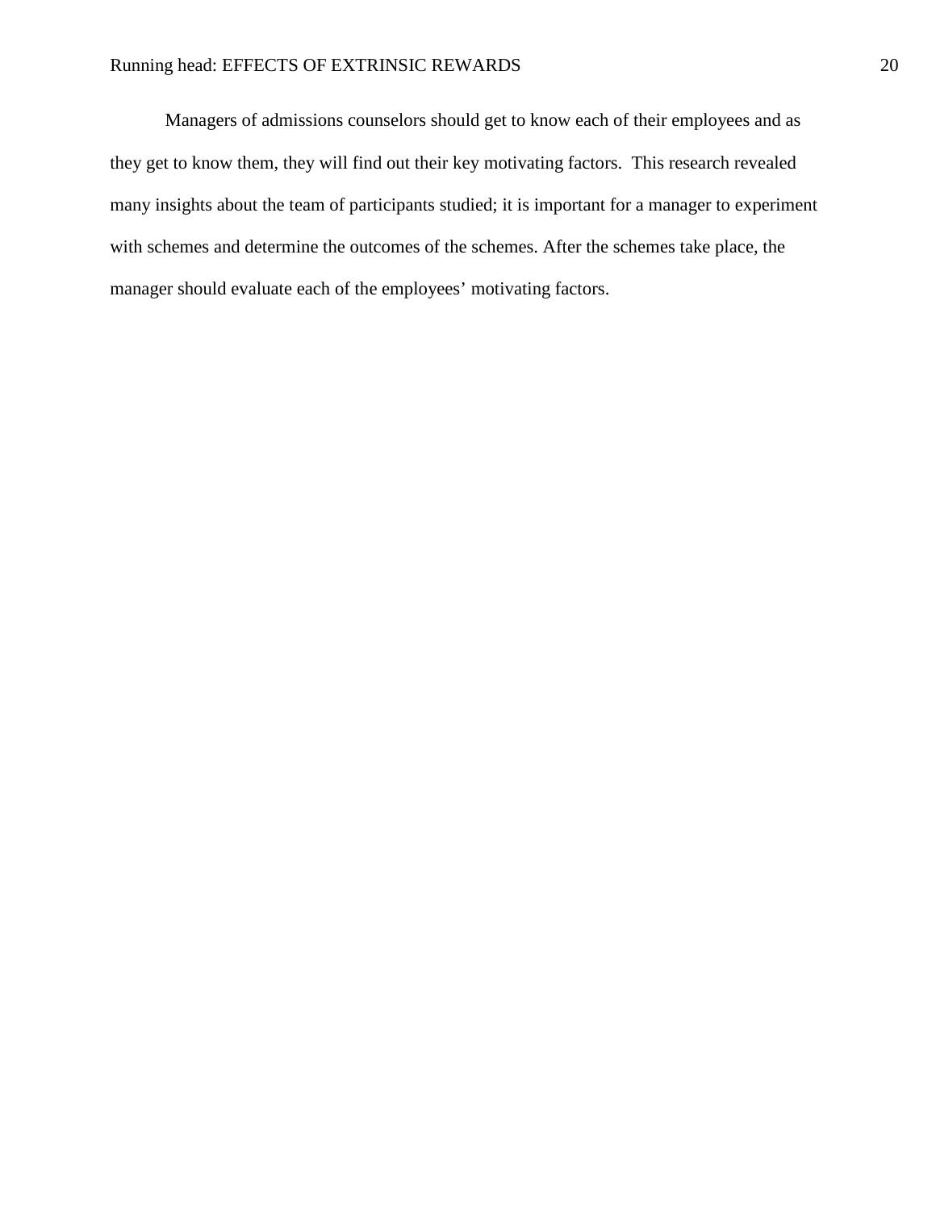Managers of admissions counselors should get to know each of their employees and as they get to know them, they will find out their key motivating factors.  This research revealed many insights about the team of participants studied; it is important for a manager to experiment with schemes and determine the outcomes of the schemes. After the schemes take place, the manager should evaluate each of the employees' motivating factors.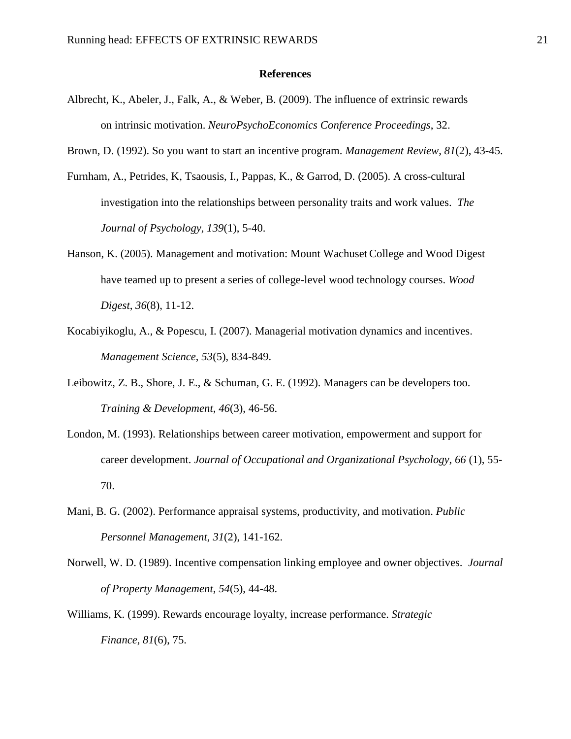# References

Albrecht, K., Abeler, J., Falk, A., & Weber, B. (2009). The influence of extrinsic rewards on intrinsic motivation. *NeuroPsychoEconomics Conference Proceedings*, 32.

Brown, D. (1992). So you want to start an incentive program. *Management Review*, *81*(2), 43-45.

Furnham, A., Petrides, K, Tsaousis, I., Pappas, K., & Garrod, D. (2005). A cross-cultural investigation into the relationships between personality traits and work values. *The Journal of Psychology*, *139*(1), 5-40.

Hanson, K. (2005). Management and motivation: Mount Wachuset College and Wood Digest have teamed up to present a series of college-level wood technology courses. *Wood Digest*, *36*(8), 11-12.

Kocabiyikoglu, A., & Popescu, I. (2007). Managerial motivation dynamics and incentives. *Management Science*, *53*(5), 834-849.

Leibowitz, Z. B., Shore, J. E., & Schuman, G. E. (1992). Managers can be developers too. *Training & Development*, *46*(3), 46-56.

London, M. (1993). Relationships between career motivation, empowerment and support for career development. *Journal of Occupational and Organizational Psychology*, *66* (1), 55-70.

Mani, B. G. (2002). Performance appraisal systems, productivity, and motivation. *Public Personnel Management*, *31*(2), 141-162.

Norwell, W. D. (1989). Incentive compensation linking employee and owner objectives. *Journal of Property Management*, *54*(5), 44-48.

Williams, K. (1999). Rewards encourage loyalty, increase performance. *Strategic Finance*, *81*(6), 75.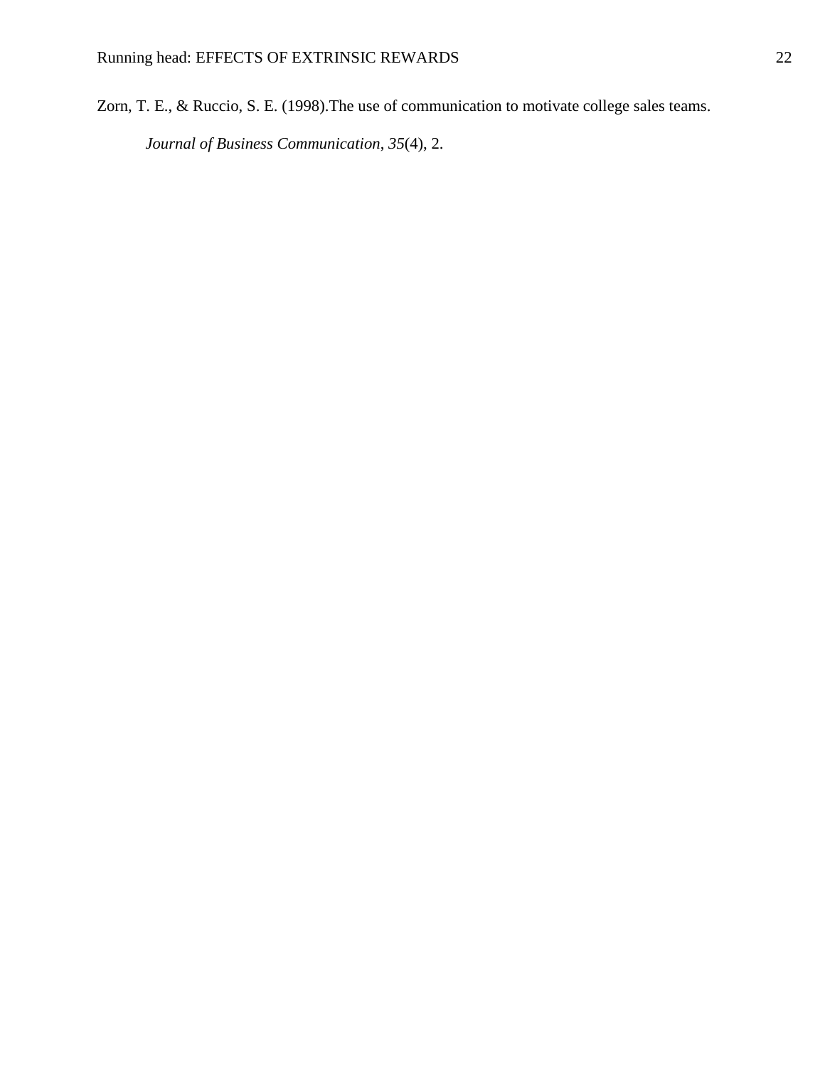Zorn, T. E., & Ruccio, S. E. (1998).The use of communication to motivate college sales teams. *Journal of Business Communication*, *35*(4), 2.